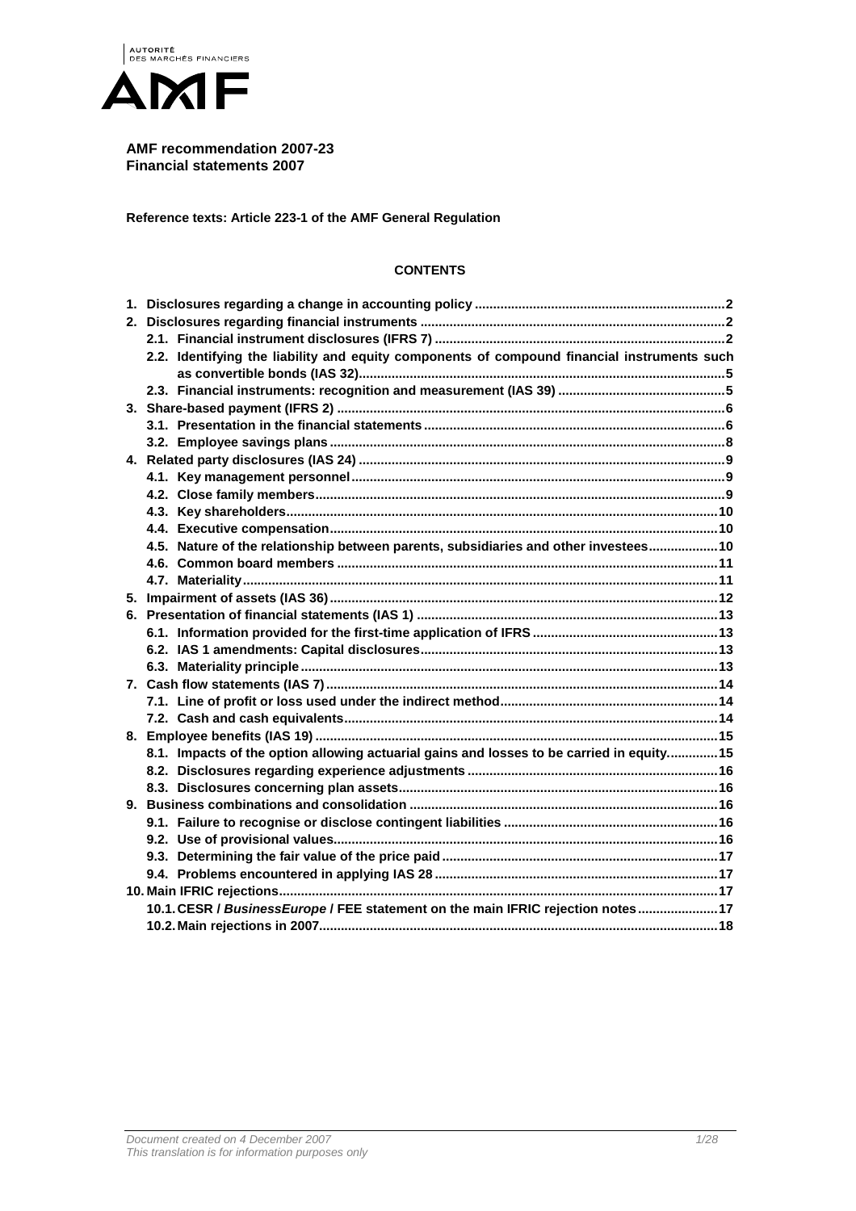AUTORITÉ DES MARCHÉS FINANCIERS

AMF

**AMF recommendation 2007-23**
**Financial statements 2007**

**Reference texts: Article 223-1 of the AMF General Regulation**

**CONTENTS**

1. Disclosures regarding a change in accounting policy ....... 2
2. Disclosures regarding financial instruments ....... 2
   - 2.1. Financial instrument disclosures (IFRS 7) ....... 2
   - 2.2. Identifying the liability and equity components of compound financial instruments such as convertible bonds (IAS 32) ....... 5
   - 2.3. Financial instruments: recognition and measurement (IAS 39) ....... 5
3. Share-based payment (IFRS 2) ....... 6
   - 3.1. Presentation in the financial statements ....... 6
   - 3.2. Employee savings plans ....... 8
4. Related party disclosures (IAS 24) ....... 9
   - 4.1. Key management personnel ....... 9
   - 4.2. Close family members ....... 9
   - 4.3. Key shareholders ....... 10
   - 4.4. Executive compensation ....... 10
   - 4.5. Nature of the relationship between parents, subsidiaries and other investees ....... 10
   - 4.6. Common board members ....... 11
   - 4.7. Materiality ....... 11
5. Impairment of assets (IAS 36) ....... 12
6. Presentation of financial statements (IAS 1) ....... 13
   - 6.1. Information provided for the first-time application of IFRS ....... 13
   - 6.2. IAS 1 amendments: Capital disclosures ....... 13
   - 6.3. Materiality principle ....... 13
7. Cash flow statements (IAS 7) ....... 14
   - 7.1. Line of profit or loss used under the indirect method ....... 14
   - 7.2. Cash and cash equivalents ....... 14
8. Employee benefits (IAS 19) ....... 15
   - 8.1. Impacts of the option allowing actuarial gains and losses to be carried in equity ....... 15
   - 8.2. Disclosures regarding experience adjustments ....... 16
   - 8.3. Disclosures concerning plan assets ....... 16
9. Business combinations and consolidation ....... 16
   - 9.1. Failure to recognise or disclose contingent liabilities ....... 16
   - 9.2. Use of provisional values ....... 16
   - 9.3. Determining the fair value of the price paid ....... 17
   - 9.4. Problems encountered in applying IAS 28 ....... 17
10. Main IFRIC rejections ....... 17
    - 10.1. CESR / *BusinessEurope* / FEE statement on the main IFRIC rejection notes ....... 17
    - 10.2. Main rejections in 2007 ....... 18

*Document created on 4 December 2007*
*This translation is for information purposes only*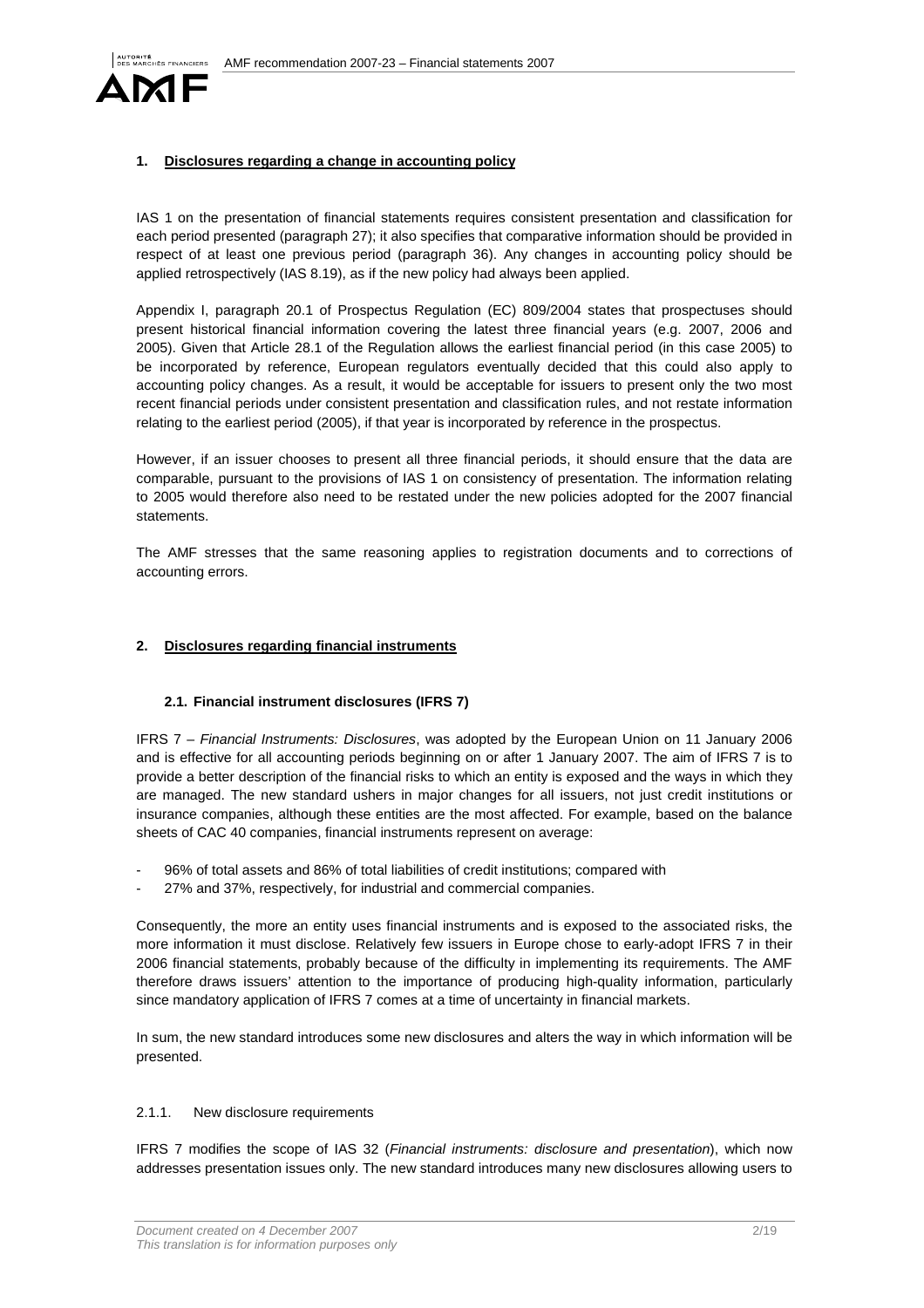## 1. Disclosures regarding a change in accounting policy

IAS 1 on the presentation of financial statements requires consistent presentation and classification for each period presented (paragraph 27); it also specifies that comparative information should be provided in respect of at least one previous period (paragraph 36). Any changes in accounting policy should be applied retrospectively (IAS 8.19), as if the new policy had always been applied.

Appendix I, paragraph 20.1 of Prospectus Regulation (EC) 809/2004 states that prospectuses should present historical financial information covering the latest three financial years (e.g. 2007, 2006 and 2005). Given that Article 28.1 of the Regulation allows the earliest financial period (in this case 2005) to be incorporated by reference, European regulators eventually decided that this could also apply to accounting policy changes. As a result, it would be acceptable for issuers to present only the two most recent financial periods under consistent presentation and classification rules, and not restate information relating to the earliest period (2005), if that year is incorporated by reference in the prospectus.

However, if an issuer chooses to present all three financial periods, it should ensure that the data are comparable, pursuant to the provisions of IAS 1 on consistency of presentation. The information relating to 2005 would therefore also need to be restated under the new policies adopted for the 2007 financial statements.

The AMF stresses that the same reasoning applies to registration documents and to corrections of accounting errors.

## 2. Disclosures regarding financial instruments

### 2.1. Financial instrument disclosures (IFRS 7)

IFRS 7 – *Financial Instruments: Disclosures*, was adopted by the European Union on 11 January 2006 and is effective for all accounting periods beginning on or after 1 January 2007. The aim of IFRS 7 is to provide a better description of the financial risks to which an entity is exposed and the ways in which they are managed. The new standard ushers in major changes for all issuers, not just credit institutions or insurance companies, although these entities are the most affected. For example, based on the balance sheets of CAC 40 companies, financial instruments represent on average:

- 96% of total assets and 86% of total liabilities of credit institutions; compared with
- 27% and 37%, respectively, for industrial and commercial companies.

Consequently, the more an entity uses financial instruments and is exposed to the associated risks, the more information it must disclose. Relatively few issuers in Europe chose to early-adopt IFRS 7 in their 2006 financial statements, probably because of the difficulty in implementing its requirements. The AMF therefore draws issuers' attention to the importance of producing high-quality information, particularly since mandatory application of IFRS 7 comes at a time of uncertainty in financial markets.

In sum, the new standard introduces some new disclosures and alters the way in which information will be presented.

#### 2.1.1. New disclosure requirements

IFRS 7 modifies the scope of IAS 32 (*Financial instruments: disclosure and presentation*), which now addresses presentation issues only. The new standard introduces many new disclosures allowing users to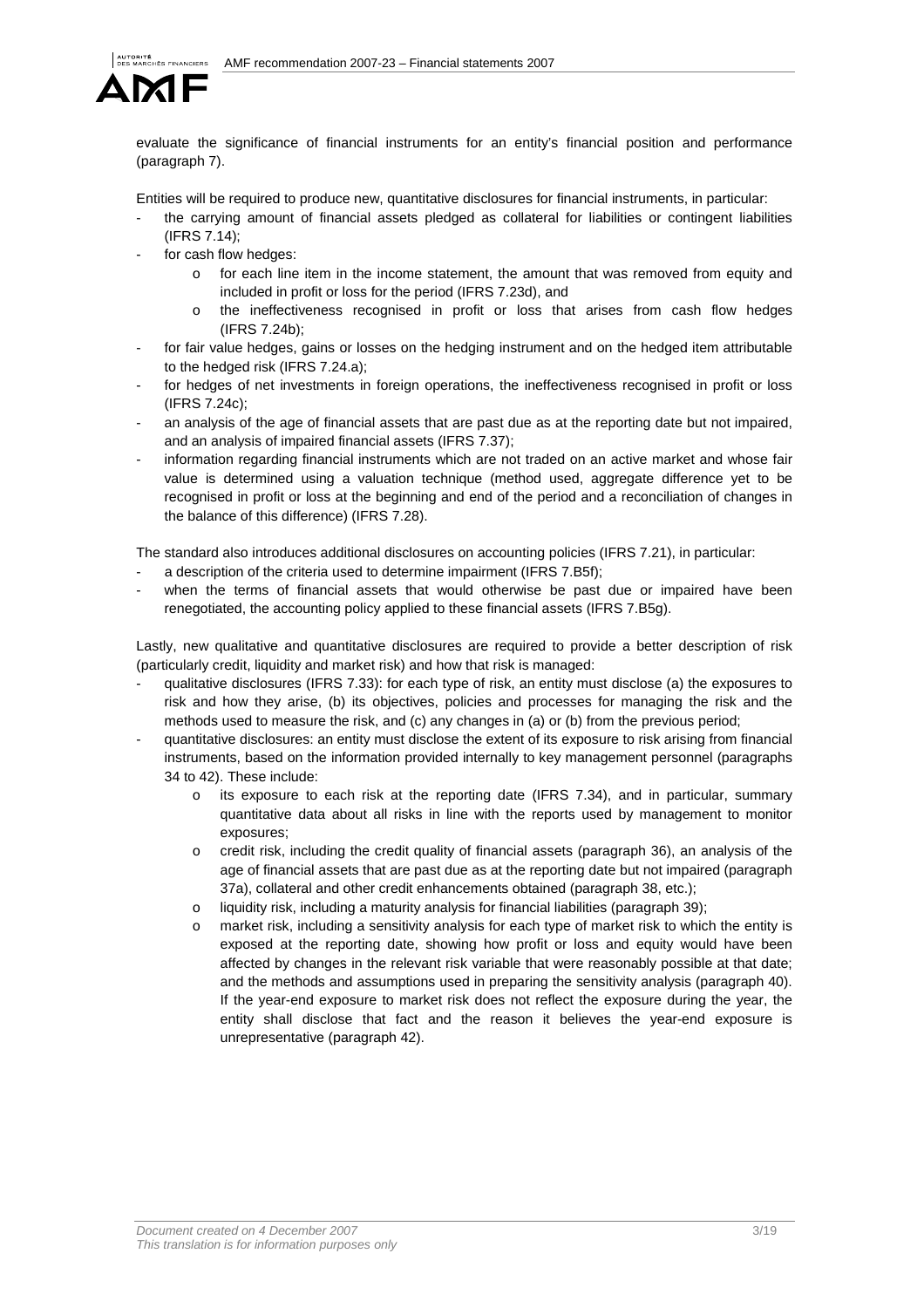evaluate the significance of financial instruments for an entity's financial position and performance (paragraph 7).

Entities will be required to produce new, quantitative disclosures for financial instruments, in particular:

- the carrying amount of financial assets pledged as collateral for liabilities or contingent liabilities (IFRS 7.14);
- for cash flow hedges:
  - for each line item in the income statement, the amount that was removed from equity and included in profit or loss for the period (IFRS 7.23d), and
  - the ineffectiveness recognised in profit or loss that arises from cash flow hedges (IFRS 7.24b);
- for fair value hedges, gains or losses on the hedging instrument and on the hedged item attributable to the hedged risk (IFRS 7.24.a);
- for hedges of net investments in foreign operations, the ineffectiveness recognised in profit or loss (IFRS 7.24c);
- an analysis of the age of financial assets that are past due as at the reporting date but not impaired, and an analysis of impaired financial assets (IFRS 7.37);
- information regarding financial instruments which are not traded on an active market and whose fair value is determined using a valuation technique (method used, aggregate difference yet to be recognised in profit or loss at the beginning and end of the period and a reconciliation of changes in the balance of this difference) (IFRS 7.28).

The standard also introduces additional disclosures on accounting policies (IFRS 7.21), in particular:

- a description of the criteria used to determine impairment (IFRS 7.B5f);
- when the terms of financial assets that would otherwise be past due or impaired have been renegotiated, the accounting policy applied to these financial assets (IFRS 7.B5g).

Lastly, new qualitative and quantitative disclosures are required to provide a better description of risk (particularly credit, liquidity and market risk) and how that risk is managed:

- qualitative disclosures (IFRS 7.33): for each type of risk, an entity must disclose (a) the exposures to risk and how they arise, (b) its objectives, policies and processes for managing the risk and the methods used to measure the risk, and (c) any changes in (a) or (b) from the previous period;
- quantitative disclosures: an entity must disclose the extent of its exposure to risk arising from financial instruments, based on the information provided internally to key management personnel (paragraphs 34 to 42). These include:
  - its exposure to each risk at the reporting date (IFRS 7.34), and in particular, summary quantitative data about all risks in line with the reports used by management to monitor exposures;
  - credit risk, including the credit quality of financial assets (paragraph 36), an analysis of the age of financial assets that are past due as at the reporting date but not impaired (paragraph 37a), collateral and other credit enhancements obtained (paragraph 38, etc.);
  - liquidity risk, including a maturity analysis for financial liabilities (paragraph 39);
  - market risk, including a sensitivity analysis for each type of market risk to which the entity is exposed at the reporting date, showing how profit or loss and equity would have been affected by changes in the relevant risk variable that were reasonably possible at that date; and the methods and assumptions used in preparing the sensitivity analysis (paragraph 40). If the year-end exposure to market risk does not reflect the exposure during the year, the entity shall disclose that fact and the reason it believes the year-end exposure is unrepresentative (paragraph 42).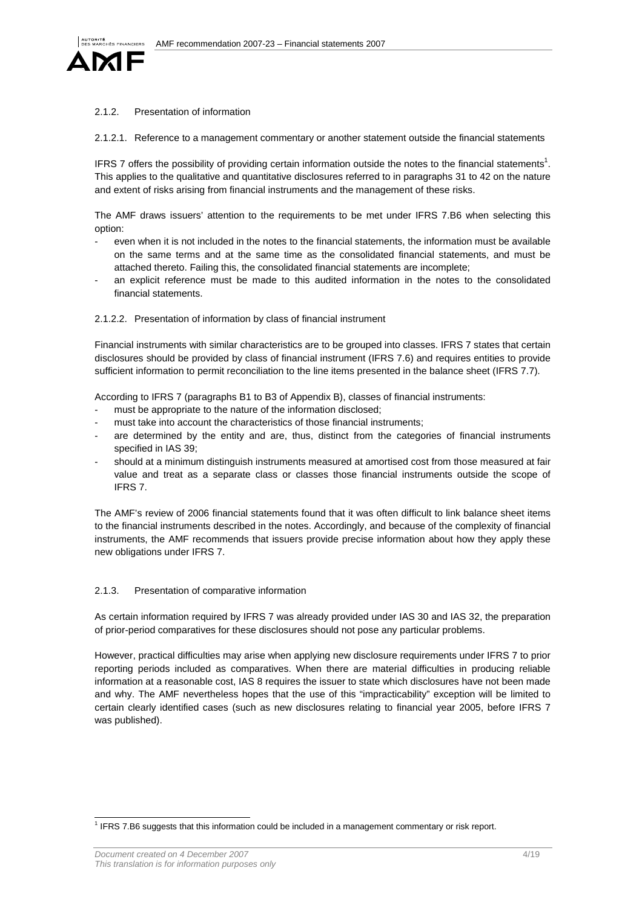### 2.1.2. Presentation of information

#### 2.1.2.1. Reference to a management commentary or another statement outside the financial statements

IFRS 7 offers the possibility of providing certain information outside the notes to the financial statements[1]. This applies to the qualitative and quantitative disclosures referred to in paragraphs 31 to 42 on the nature and extent of risks arising from financial instruments and the management of these risks.

The AMF draws issuers' attention to the requirements to be met under IFRS 7.B6 when selecting this option:

- even when it is not included in the notes to the financial statements, the information must be available on the same terms and at the same time as the consolidated financial statements, and must be attached thereto. Failing this, the consolidated financial statements are incomplete;
- an explicit reference must be made to this audited information in the notes to the consolidated financial statements.

#### 2.1.2.2. Presentation of information by class of financial instrument

Financial instruments with similar characteristics are to be grouped into classes. IFRS 7 states that certain disclosures should be provided by class of financial instrument (IFRS 7.6) and requires entities to provide sufficient information to permit reconciliation to the line items presented in the balance sheet (IFRS 7.7).

According to IFRS 7 (paragraphs B1 to B3 of Appendix B), classes of financial instruments:

- must be appropriate to the nature of the information disclosed;
- must take into account the characteristics of those financial instruments;
- are determined by the entity and are, thus, distinct from the categories of financial instruments specified in IAS 39;
- should at a minimum distinguish instruments measured at amortised cost from those measured at fair value and treat as a separate class or classes those financial instruments outside the scope of IFRS 7.

The AMF's review of 2006 financial statements found that it was often difficult to link balance sheet items to the financial instruments described in the notes. Accordingly, and because of the complexity of financial instruments, the AMF recommends that issuers provide precise information about how they apply these new obligations under IFRS 7.

### 2.1.3. Presentation of comparative information

As certain information required by IFRS 7 was already provided under IAS 30 and IAS 32, the preparation of prior-period comparatives for these disclosures should not pose any particular problems.

However, practical difficulties may arise when applying new disclosure requirements under IFRS 7 to prior reporting periods included as comparatives. When there are material difficulties in producing reliable information at a reasonable cost, IAS 8 requires the issuer to state which disclosures have not been made and why. The AMF nevertheless hopes that the use of this "impracticability" exception will be limited to certain clearly identified cases (such as new disclosures relating to financial year 2005, before IFRS 7 was published).

[1] IFRS 7.B6 suggests that this information could be included in a management commentary or risk report.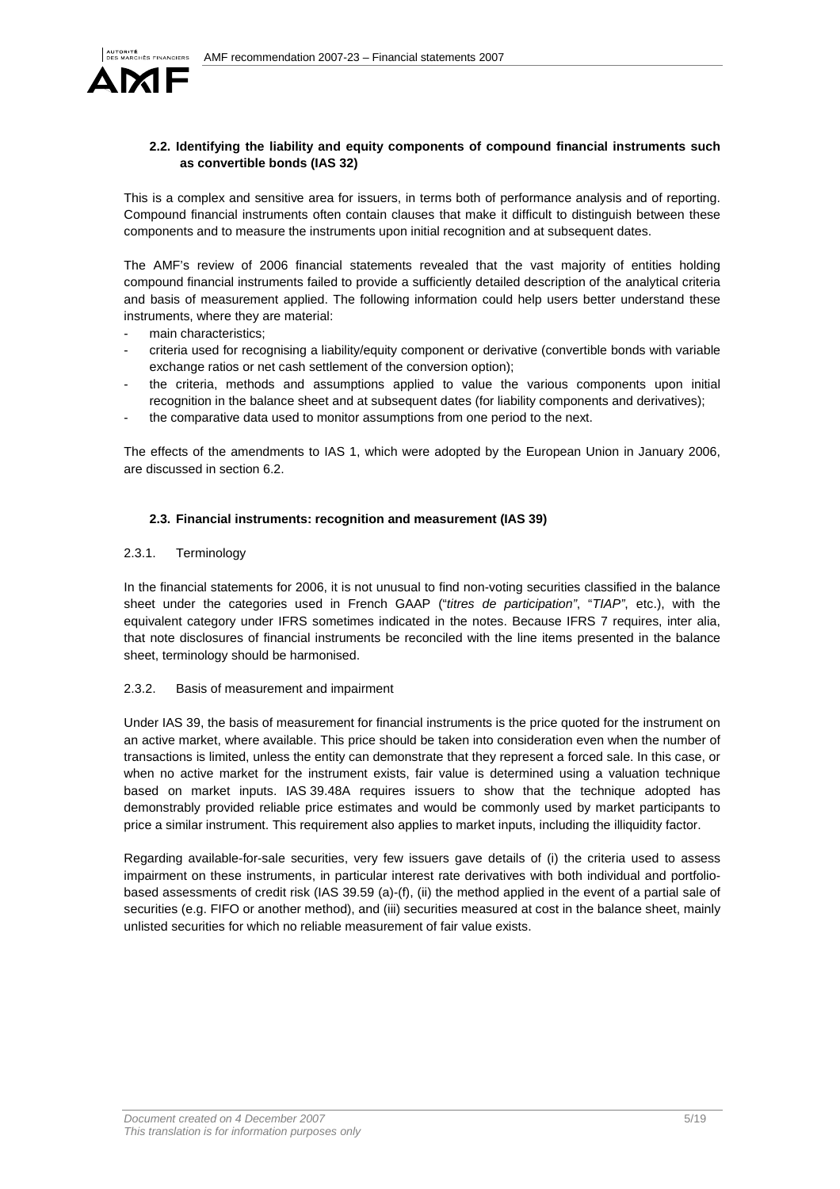### 2.2. Identifying the liability and equity components of compound financial instruments such as convertible bonds (IAS 32)

This is a complex and sensitive area for issuers, in terms both of performance analysis and of reporting. Compound financial instruments often contain clauses that make it difficult to distinguish between these components and to measure the instruments upon initial recognition and at subsequent dates.

The AMF's review of 2006 financial statements revealed that the vast majority of entities holding compound financial instruments failed to provide a sufficiently detailed description of the analytical criteria and basis of measurement applied. The following information could help users better understand these instruments, where they are material:

- main characteristics;
- criteria used for recognising a liability/equity component or derivative (convertible bonds with variable exchange ratios or net cash settlement of the conversion option);
- the criteria, methods and assumptions applied to value the various components upon initial recognition in the balance sheet and at subsequent dates (for liability components and derivatives);
- the comparative data used to monitor assumptions from one period to the next.

The effects of the amendments to IAS 1, which were adopted by the European Union in January 2006, are discussed in section 6.2.

### 2.3. Financial instruments: recognition and measurement (IAS 39)

#### 2.3.1. Terminology

In the financial statements for 2006, it is not unusual to find non-voting securities classified in the balance sheet under the categories used in French GAAP ("*titres de participation*", "*TIAP*", etc.), with the equivalent category under IFRS sometimes indicated in the notes. Because IFRS 7 requires, inter alia, that note disclosures of financial instruments be reconciled with the line items presented in the balance sheet, terminology should be harmonised.

#### 2.3.2. Basis of measurement and impairment

Under IAS 39, the basis of measurement for financial instruments is the price quoted for the instrument on an active market, where available. This price should be taken into consideration even when the number of transactions is limited, unless the entity can demonstrate that they represent a forced sale. In this case, or when no active market for the instrument exists, fair value is determined using a valuation technique based on market inputs. IAS 39.48A requires issuers to show that the technique adopted has demonstrably provided reliable price estimates and would be commonly used by market participants to price a similar instrument. This requirement also applies to market inputs, including the illiquidity factor.

Regarding available-for-sale securities, very few issuers gave details of (i) the criteria used to assess impairment on these instruments, in particular interest rate derivatives with both individual and portfolio-based assessments of credit risk (IAS 39.59 (a)-(f), (ii) the method applied in the event of a partial sale of securities (e.g. FIFO or another method), and (iii) securities measured at cost in the balance sheet, mainly unlisted securities for which no reliable measurement of fair value exists.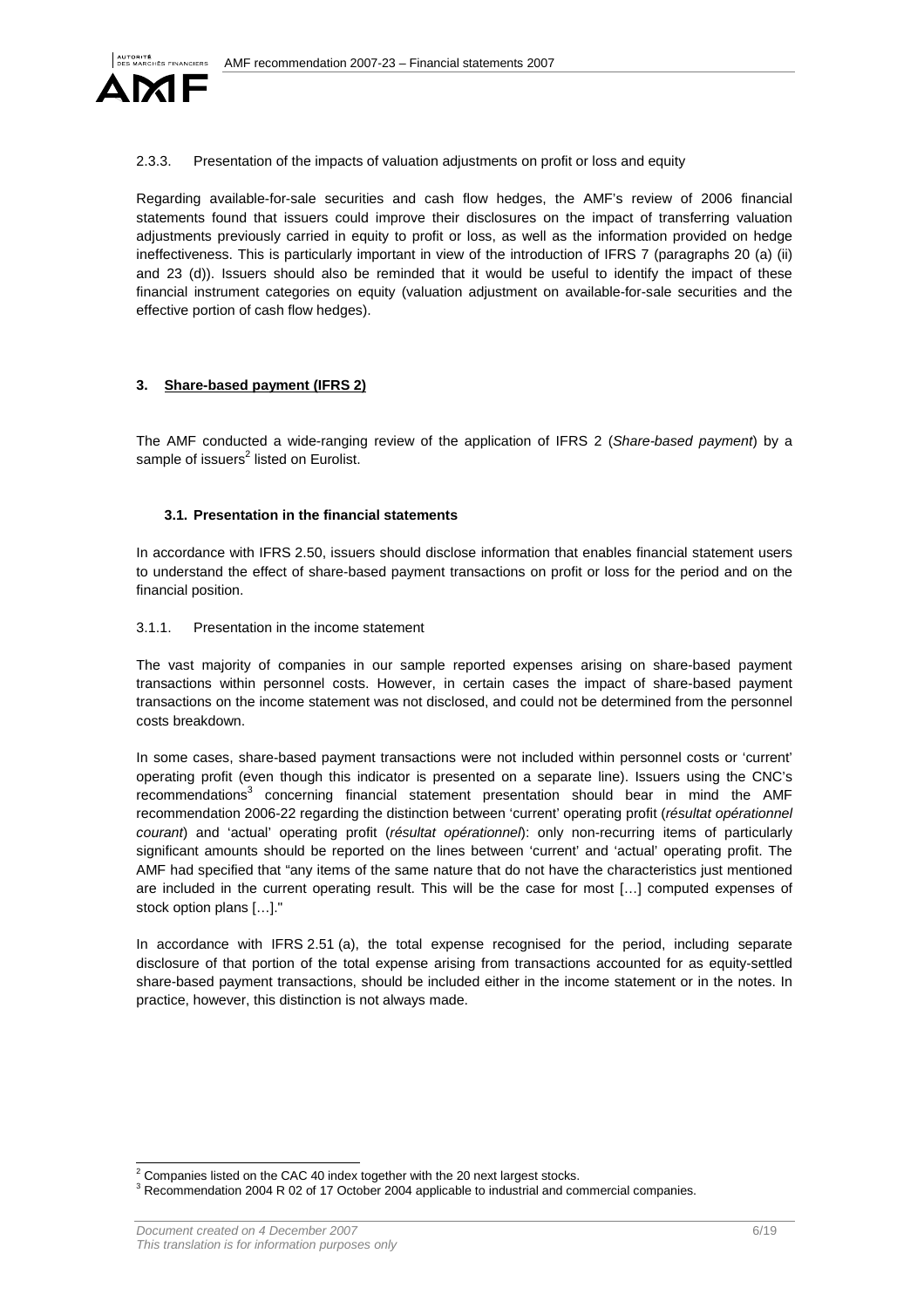2.3.3. Presentation of the impacts of valuation adjustments on profit or loss and equity

Regarding available-for-sale securities and cash flow hedges, the AMF's review of 2006 financial statements found that issuers could improve their disclosures on the impact of transferring valuation adjustments previously carried in equity to profit or loss, as well as the information provided on hedge ineffectiveness. This is particularly important in view of the introduction of IFRS 7 (paragraphs 20 (a) (ii) and 23 (d)). Issuers should also be reminded that it would be useful to identify the impact of these financial instrument categories on equity (valuation adjustment on available-for-sale securities and the effective portion of cash flow hedges).

## 3. Share-based payment (IFRS 2)

The AMF conducted a wide-ranging review of the application of IFRS 2 (*Share-based payment*) by a sample of issuers[2] listed on Eurolist.

### 3.1. Presentation in the financial statements

In accordance with IFRS 2.50, issuers should disclose information that enables financial statement users to understand the effect of share-based payment transactions on profit or loss for the period and on the financial position.

3.1.1. Presentation in the income statement

The vast majority of companies in our sample reported expenses arising on share-based payment transactions within personnel costs. However, in certain cases the impact of share-based payment transactions on the income statement was not disclosed, and could not be determined from the personnel costs breakdown.

In some cases, share-based payment transactions were not included within personnel costs or 'current' operating profit (even though this indicator is presented on a separate line). Issuers using the CNC's recommendations[3] concerning financial statement presentation should bear in mind the AMF recommendation 2006-22 regarding the distinction between 'current' operating profit (*résultat opérationnel courant*) and 'actual' operating profit (*résultat opérationnel*): only non-recurring items of particularly significant amounts should be reported on the lines between 'current' and 'actual' operating profit. The AMF had specified that "any items of the same nature that do not have the characteristics just mentioned are included in the current operating result. This will be the case for most […] computed expenses of stock option plans […]."

In accordance with IFRS 2.51 (a), the total expense recognised for the period, including separate disclosure of that portion of the total expense arising from transactions accounted for as equity-settled share-based payment transactions, should be included either in the income statement or in the notes. In practice, however, this distinction is not always made.

[2] Companies listed on the CAC 40 index together with the 20 next largest stocks.
[3] Recommendation 2004 R 02 of 17 October 2004 applicable to industrial and commercial companies.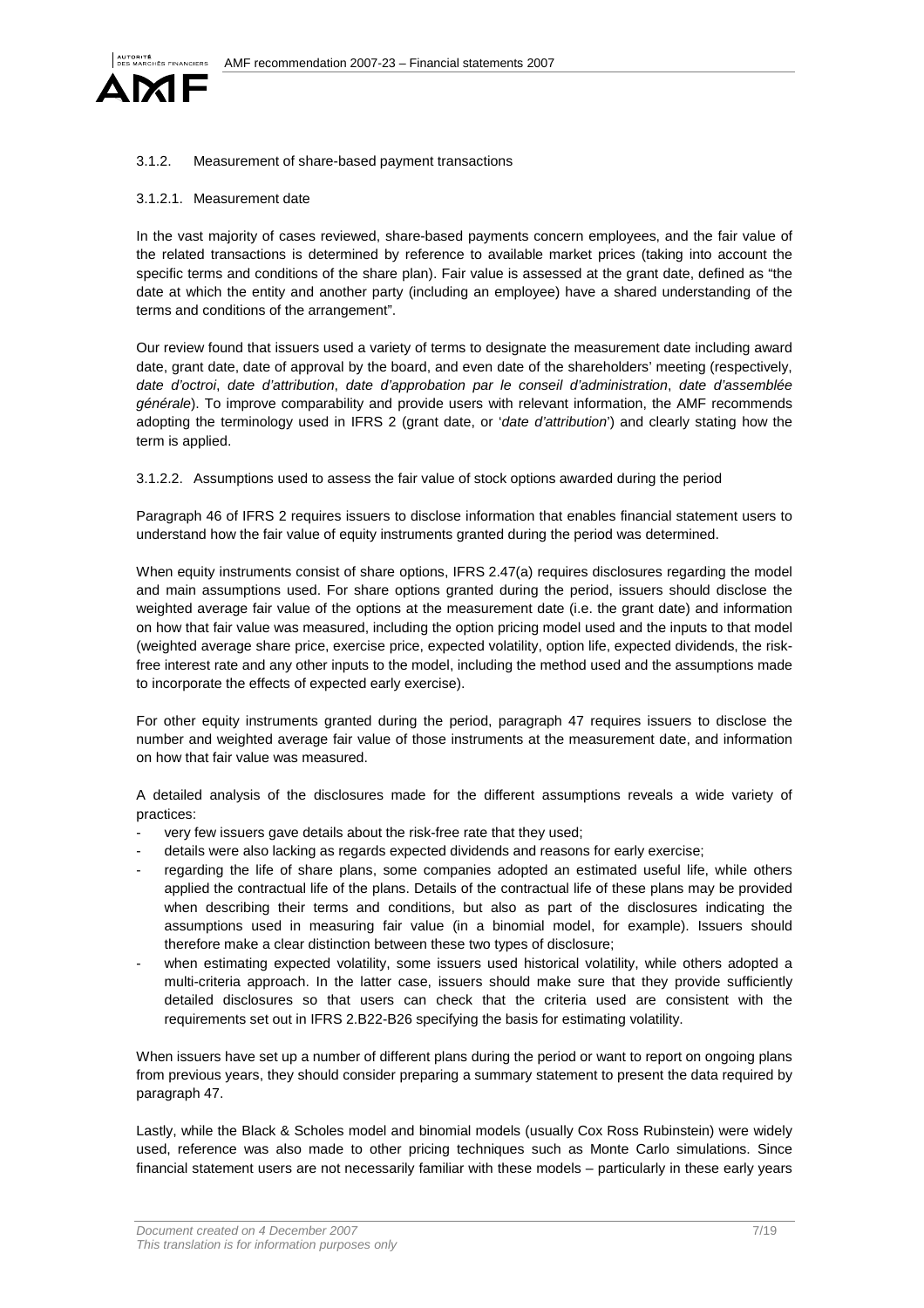#### 3.1.2. Measurement of share-based payment transactions

##### 3.1.2.1. Measurement date

In the vast majority of cases reviewed, share-based payments concern employees, and the fair value of the related transactions is determined by reference to available market prices (taking into account the specific terms and conditions of the share plan). Fair value is assessed at the grant date, defined as "the date at which the entity and another party (including an employee) have a shared understanding of the terms and conditions of the arrangement".

Our review found that issuers used a variety of terms to designate the measurement date including award date, grant date, date of approval by the board, and even date of the shareholders' meeting (respectively, *date d'octroi*, *date d'attribution*, *date d'approbation par le conseil d'administration*, *date d'assemblée générale*). To improve comparability and provide users with relevant information, the AMF recommends adopting the terminology used in IFRS 2 (grant date, or '*date d'attribution*') and clearly stating how the term is applied.

##### 3.1.2.2. Assumptions used to assess the fair value of stock options awarded during the period

Paragraph 46 of IFRS 2 requires issuers to disclose information that enables financial statement users to understand how the fair value of equity instruments granted during the period was determined.

When equity instruments consist of share options, IFRS 2.47(a) requires disclosures regarding the model and main assumptions used. For share options granted during the period, issuers should disclose the weighted average fair value of the options at the measurement date (i.e. the grant date) and information on how that fair value was measured, including the option pricing model used and the inputs to that model (weighted average share price, exercise price, expected volatility, option life, expected dividends, the risk-free interest rate and any other inputs to the model, including the method used and the assumptions made to incorporate the effects of expected early exercise).

For other equity instruments granted during the period, paragraph 47 requires issuers to disclose the number and weighted average fair value of those instruments at the measurement date, and information on how that fair value was measured.

A detailed analysis of the disclosures made for the different assumptions reveals a wide variety of practices:

- very few issuers gave details about the risk-free rate that they used;
- details were also lacking as regards expected dividends and reasons for early exercise;
- regarding the life of share plans, some companies adopted an estimated useful life, while others applied the contractual life of the plans. Details of the contractual life of these plans may be provided when describing their terms and conditions, but also as part of the disclosures indicating the assumptions used in measuring fair value (in a binomial model, for example). Issuers should therefore make a clear distinction between these two types of disclosure;
- when estimating expected volatility, some issuers used historical volatility, while others adopted a multi-criteria approach. In the latter case, issuers should make sure that they provide sufficiently detailed disclosures so that users can check that the criteria used are consistent with the requirements set out in IFRS 2.B22-B26 specifying the basis for estimating volatility.

When issuers have set up a number of different plans during the period or want to report on ongoing plans from previous years, they should consider preparing a summary statement to present the data required by paragraph 47.

Lastly, while the Black & Scholes model and binomial models (usually Cox Ross Rubinstein) were widely used, reference was also made to other pricing techniques such as Monte Carlo simulations. Since financial statement users are not necessarily familiar with these models – particularly in these early years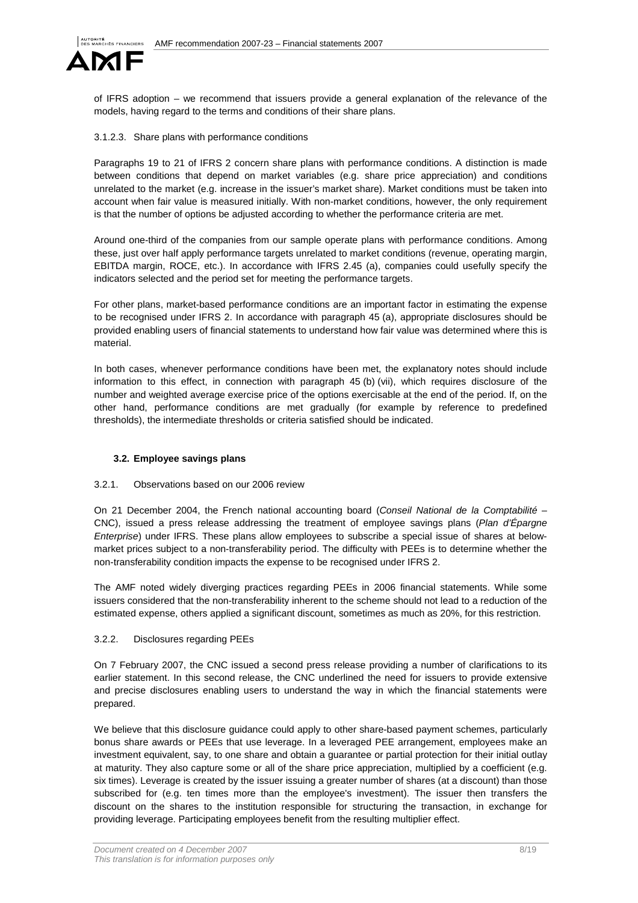of IFRS adoption – we recommend that issuers provide a general explanation of the relevance of the models, having regard to the terms and conditions of their share plans.

#### 3.1.2.3. Share plans with performance conditions

Paragraphs 19 to 21 of IFRS 2 concern share plans with performance conditions. A distinction is made between conditions that depend on market variables (e.g. share price appreciation) and conditions unrelated to the market (e.g. increase in the issuer's market share). Market conditions must be taken into account when fair value is measured initially. With non-market conditions, however, the only requirement is that the number of options be adjusted according to whether the performance criteria are met.

Around one-third of the companies from our sample operate plans with performance conditions. Among these, just over half apply performance targets unrelated to market conditions (revenue, operating margin, EBITDA margin, ROCE, etc.). In accordance with IFRS 2.45 (a), companies could usefully specify the indicators selected and the period set for meeting the performance targets.

For other plans, market-based performance conditions are an important factor in estimating the expense to be recognised under IFRS 2. In accordance with paragraph 45 (a), appropriate disclosures should be provided enabling users of financial statements to understand how fair value was determined where this is material.

In both cases, whenever performance conditions have been met, the explanatory notes should include information to this effect, in connection with paragraph 45 (b) (vii), which requires disclosure of the number and weighted average exercise price of the options exercisable at the end of the period. If, on the other hand, performance conditions are met gradually (for example by reference to predefined thresholds), the intermediate thresholds or criteria satisfied should be indicated.

## 3.2. Employee savings plans

### 3.2.1. Observations based on our 2006 review

On 21 December 2004, the French national accounting board (*Conseil National de la Comptabilité* – CNC), issued a press release addressing the treatment of employee savings plans (*Plan d'Épargne Enterprise*) under IFRS. These plans allow employees to subscribe a special issue of shares at below-market prices subject to a non-transferability period. The difficulty with PEEs is to determine whether the non-transferability condition impacts the expense to be recognised under IFRS 2.

The AMF noted widely diverging practices regarding PEEs in 2006 financial statements. While some issuers considered that the non-transferability inherent to the scheme should not lead to a reduction of the estimated expense, others applied a significant discount, sometimes as much as 20%, for this restriction.

### 3.2.2. Disclosures regarding PEEs

On 7 February 2007, the CNC issued a second press release providing a number of clarifications to its earlier statement. In this second release, the CNC underlined the need for issuers to provide extensive and precise disclosures enabling users to understand the way in which the financial statements were prepared.

We believe that this disclosure guidance could apply to other share-based payment schemes, particularly bonus share awards or PEEs that use leverage. In a leveraged PEE arrangement, employees make an investment equivalent, say, to one share and obtain a guarantee or partial protection for their initial outlay at maturity. They also capture some or all of the share price appreciation, multiplied by a coefficient (e.g. six times). Leverage is created by the issuer issuing a greater number of shares (at a discount) than those subscribed for (e.g. ten times more than the employee's investment). The issuer then transfers the discount on the shares to the institution responsible for structuring the transaction, in exchange for providing leverage. Participating employees benefit from the resulting multiplier effect.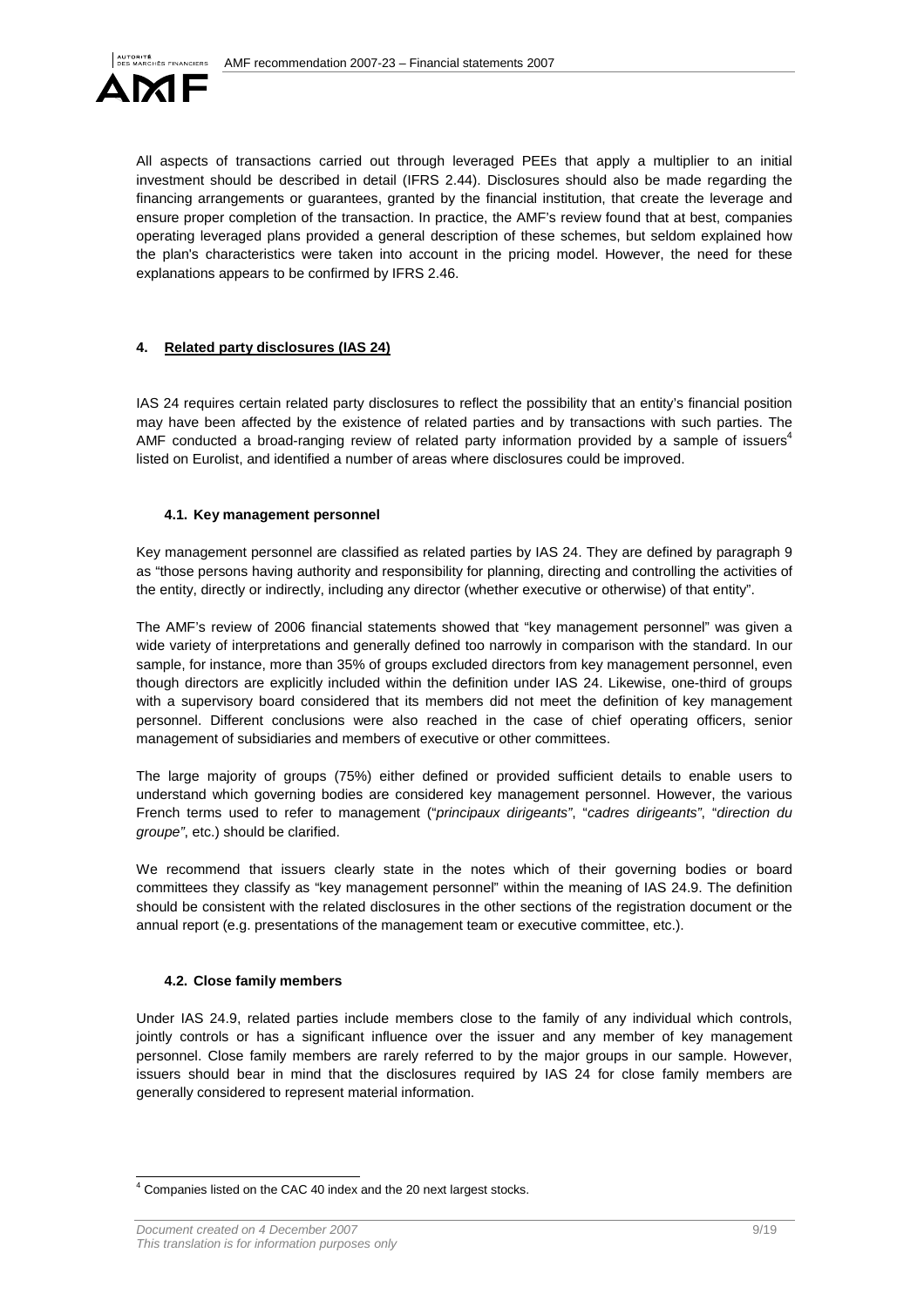All aspects of transactions carried out through leveraged PEEs that apply a multiplier to an initial investment should be described in detail (IFRS 2.44). Disclosures should also be made regarding the financing arrangements or guarantees, granted by the financial institution, that create the leverage and ensure proper completion of the transaction. In practice, the AMF's review found that at best, companies operating leveraged plans provided a general description of these schemes, but seldom explained how the plan's characteristics were taken into account in the pricing model. However, the need for these explanations appears to be confirmed by IFRS 2.46.

## 4. Related party disclosures (IAS 24)

IAS 24 requires certain related party disclosures to reflect the possibility that an entity's financial position may have been affected by the existence of related parties and by transactions with such parties. The AMF conducted a broad-ranging review of related party information provided by a sample of issuers[4] listed on Eurolist, and identified a number of areas where disclosures could be improved.

### 4.1. Key management personnel

Key management personnel are classified as related parties by IAS 24. They are defined by paragraph 9 as "those persons having authority and responsibility for planning, directing and controlling the activities of the entity, directly or indirectly, including any director (whether executive or otherwise) of that entity".

The AMF's review of 2006 financial statements showed that "key management personnel" was given a wide variety of interpretations and generally defined too narrowly in comparison with the standard. In our sample, for instance, more than 35% of groups excluded directors from key management personnel, even though directors are explicitly included within the definition under IAS 24. Likewise, one-third of groups with a supervisory board considered that its members did not meet the definition of key management personnel. Different conclusions were also reached in the case of chief operating officers, senior management of subsidiaries and members of executive or other committees.

The large majority of groups (75%) either defined or provided sufficient details to enable users to understand which governing bodies are considered key management personnel. However, the various French terms used to refer to management ("*principaux dirigeants"*, "*cadres dirigeants"*, "*direction du groupe"*, etc.) should be clarified.

We recommend that issuers clearly state in the notes which of their governing bodies or board committees they classify as "key management personnel" within the meaning of IAS 24.9. The definition should be consistent with the related disclosures in the other sections of the registration document or the annual report (e.g. presentations of the management team or executive committee, etc.).

### 4.2. Close family members

Under IAS 24.9, related parties include members close to the family of any individual which controls, jointly controls or has a significant influence over the issuer and any member of key management personnel. Close family members are rarely referred to by the major groups in our sample. However, issuers should bear in mind that the disclosures required by IAS 24 for close family members are generally considered to represent material information.

[4] Companies listed on the CAC 40 index and the 20 next largest stocks.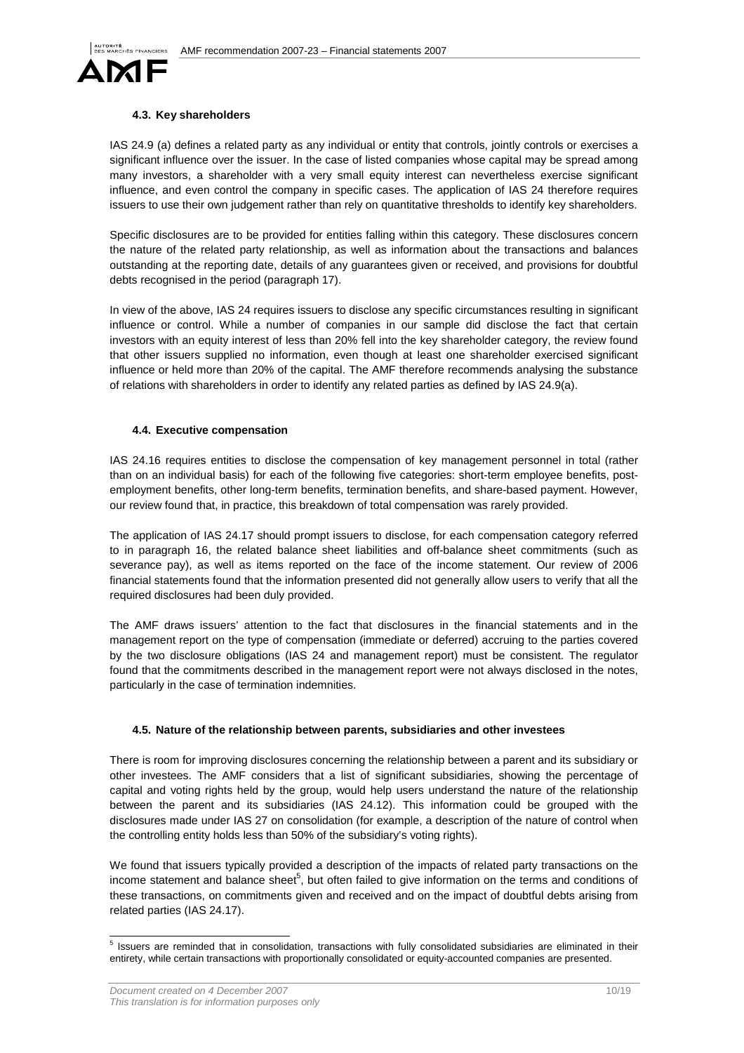### 4.3. Key shareholders

IAS 24.9 (a) defines a related party as any individual or entity that controls, jointly controls or exercises a significant influence over the issuer. In the case of listed companies whose capital may be spread among many investors, a shareholder with a very small equity interest can nevertheless exercise significant influence, and even control the company in specific cases. The application of IAS 24 therefore requires issuers to use their own judgement rather than rely on quantitative thresholds to identify key shareholders.

Specific disclosures are to be provided for entities falling within this category. These disclosures concern the nature of the related party relationship, as well as information about the transactions and balances outstanding at the reporting date, details of any guarantees given or received, and provisions for doubtful debts recognised in the period (paragraph 17).

In view of the above, IAS 24 requires issuers to disclose any specific circumstances resulting in significant influence or control. While a number of companies in our sample did disclose the fact that certain investors with an equity interest of less than 20% fell into the key shareholder category, the review found that other issuers supplied no information, even though at least one shareholder exercised significant influence or held more than 20% of the capital. The AMF therefore recommends analysing the substance of relations with shareholders in order to identify any related parties as defined by IAS 24.9(a).

### 4.4. Executive compensation

IAS 24.16 requires entities to disclose the compensation of key management personnel in total (rather than on an individual basis) for each of the following five categories: short-term employee benefits, post-employment benefits, other long-term benefits, termination benefits, and share-based payment. However, our review found that, in practice, this breakdown of total compensation was rarely provided.

The application of IAS 24.17 should prompt issuers to disclose, for each compensation category referred to in paragraph 16, the related balance sheet liabilities and off-balance sheet commitments (such as severance pay), as well as items reported on the face of the income statement. Our review of 2006 financial statements found that the information presented did not generally allow users to verify that all the required disclosures had been duly provided.

The AMF draws issuers' attention to the fact that disclosures in the financial statements and in the management report on the type of compensation (immediate or deferred) accruing to the parties covered by the two disclosure obligations (IAS 24 and management report) must be consistent. The regulator found that the commitments described in the management report were not always disclosed in the notes, particularly in the case of termination indemnities.

### 4.5. Nature of the relationship between parents, subsidiaries and other investees

There is room for improving disclosures concerning the relationship between a parent and its subsidiary or other investees. The AMF considers that a list of significant subsidiaries, showing the percentage of capital and voting rights held by the group, would help users understand the nature of the relationship between the parent and its subsidiaries (IAS 24.12). This information could be grouped with the disclosures made under IAS 27 on consolidation (for example, a description of the nature of control when the controlling entity holds less than 50% of the subsidiary's voting rights).

We found that issuers typically provided a description of the impacts of related party transactions on the income statement and balance sheet[5], but often failed to give information on the terms and conditions of these transactions, on commitments given and received and on the impact of doubtful debts arising from related parties (IAS 24.17).

[5] Issuers are reminded that in consolidation, transactions with fully consolidated subsidiaries are eliminated in their entirety, while certain transactions with proportionally consolidated or equity-accounted companies are presented.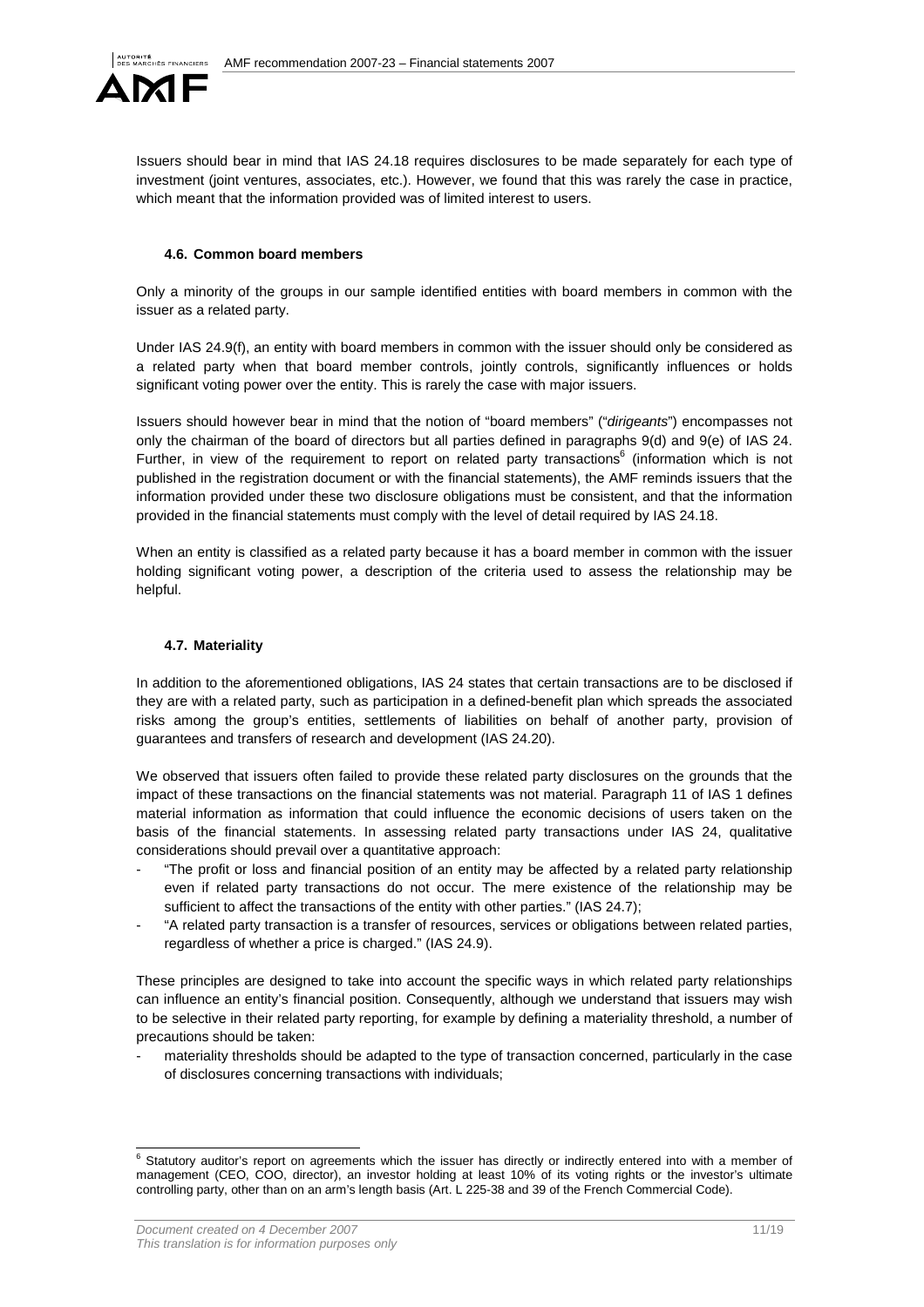Issuers should bear in mind that IAS 24.18 requires disclosures to be made separately for each type of investment (joint ventures, associates, etc.). However, we found that this was rarely the case in practice, which meant that the information provided was of limited interest to users.

### 4.6. Common board members

Only a minority of the groups in our sample identified entities with board members in common with the issuer as a related party.

Under IAS 24.9(f), an entity with board members in common with the issuer should only be considered as a related party when that board member controls, jointly controls, significantly influences or holds significant voting power over the entity. This is rarely the case with major issuers.

Issuers should however bear in mind that the notion of "board members" ("*dirigeants*") encompasses not only the chairman of the board of directors but all parties defined in paragraphs 9(d) and 9(e) of IAS 24. Further, in view of the requirement to report on related party transactions[6] (information which is not published in the registration document or with the financial statements), the AMF reminds issuers that the information provided under these two disclosure obligations must be consistent, and that the information provided in the financial statements must comply with the level of detail required by IAS 24.18.

When an entity is classified as a related party because it has a board member in common with the issuer holding significant voting power, a description of the criteria used to assess the relationship may be helpful.

### 4.7. Materiality

In addition to the aforementioned obligations, IAS 24 states that certain transactions are to be disclosed if they are with a related party, such as participation in a defined-benefit plan which spreads the associated risks among the group's entities, settlements of liabilities on behalf of another party, provision of guarantees and transfers of research and development (IAS 24.20).

We observed that issuers often failed to provide these related party disclosures on the grounds that the impact of these transactions on the financial statements was not material. Paragraph 11 of IAS 1 defines material information as information that could influence the economic decisions of users taken on the basis of the financial statements. In assessing related party transactions under IAS 24, qualitative considerations should prevail over a quantitative approach:

- "The profit or loss and financial position of an entity may be affected by a related party relationship even if related party transactions do not occur. The mere existence of the relationship may be sufficient to affect the transactions of the entity with other parties." (IAS 24.7);
- "A related party transaction is a transfer of resources, services or obligations between related parties, regardless of whether a price is charged." (IAS 24.9).

These principles are designed to take into account the specific ways in which related party relationships can influence an entity's financial position. Consequently, although we understand that issuers may wish to be selective in their related party reporting, for example by defining a materiality threshold, a number of precautions should be taken:

- materiality thresholds should be adapted to the type of transaction concerned, particularly in the case of disclosures concerning transactions with individuals;

---

[6] Statutory auditor's report on agreements which the issuer has directly or indirectly entered into with a member of management (CEO, COO, director), an investor holding at least 10% of its voting rights or the investor's ultimate controlling party, other than on an arm's length basis (Art. L 225-38 and 39 of the French Commercial Code).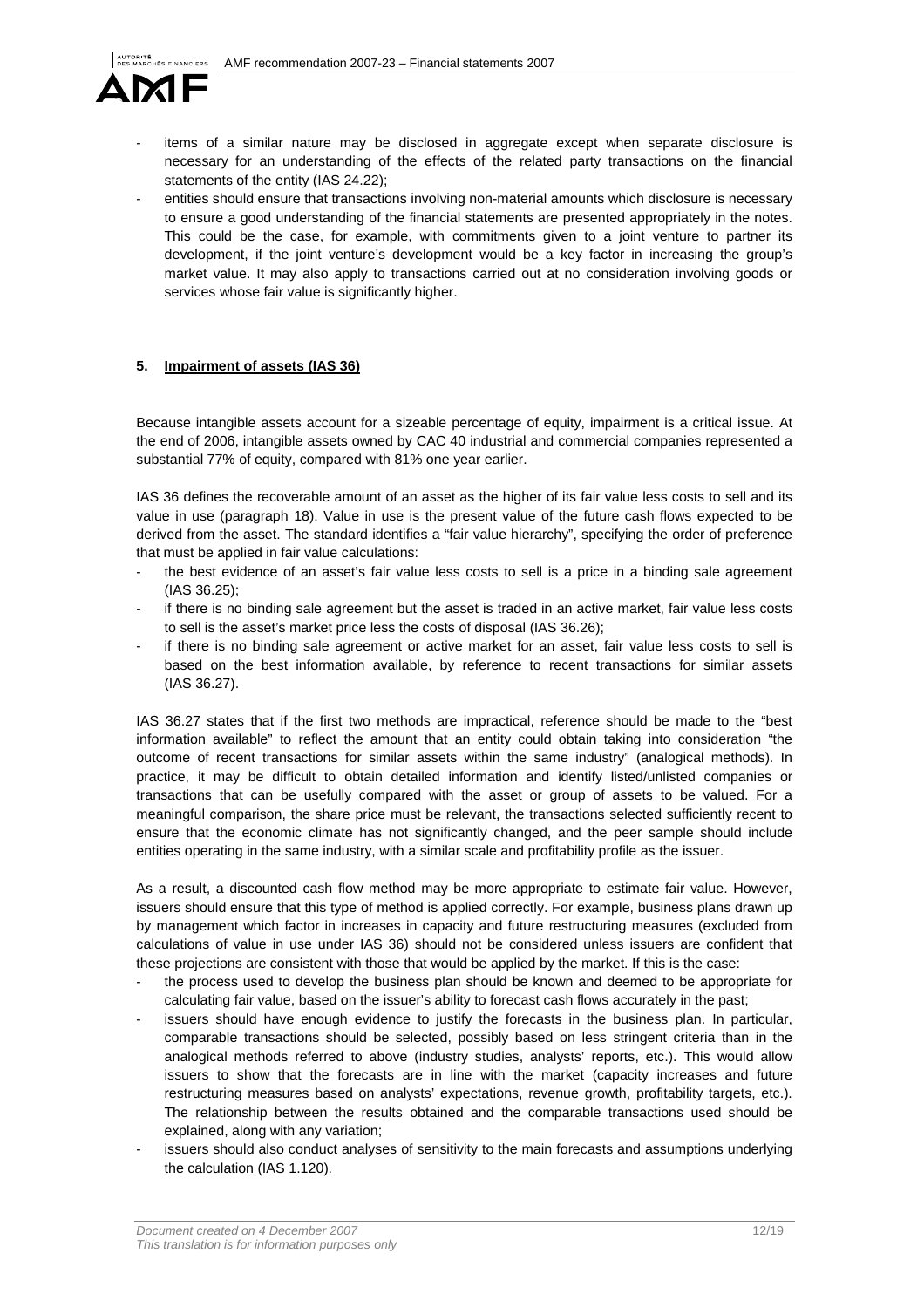- items of a similar nature may be disclosed in aggregate except when separate disclosure is necessary for an understanding of the effects of the related party transactions on the financial statements of the entity (IAS 24.22);
- entities should ensure that transactions involving non-material amounts which disclosure is necessary to ensure a good understanding of the financial statements are presented appropriately in the notes. This could be the case, for example, with commitments given to a joint venture to partner its development, if the joint venture's development would be a key factor in increasing the group's market value. It may also apply to transactions carried out at no consideration involving goods or services whose fair value is significantly higher.

## 5. Impairment of assets (IAS 36)

Because intangible assets account for a sizeable percentage of equity, impairment is a critical issue. At the end of 2006, intangible assets owned by CAC 40 industrial and commercial companies represented a substantial 77% of equity, compared with 81% one year earlier.

IAS 36 defines the recoverable amount of an asset as the higher of its fair value less costs to sell and its value in use (paragraph 18). Value in use is the present value of the future cash flows expected to be derived from the asset. The standard identifies a "fair value hierarchy", specifying the order of preference that must be applied in fair value calculations:

- the best evidence of an asset's fair value less costs to sell is a price in a binding sale agreement (IAS 36.25);
- if there is no binding sale agreement but the asset is traded in an active market, fair value less costs to sell is the asset's market price less the costs of disposal (IAS 36.26);
- if there is no binding sale agreement or active market for an asset, fair value less costs to sell is based on the best information available, by reference to recent transactions for similar assets (IAS 36.27).

IAS 36.27 states that if the first two methods are impractical, reference should be made to the "best information available" to reflect the amount that an entity could obtain taking into consideration "the outcome of recent transactions for similar assets within the same industry" (analogical methods). In practice, it may be difficult to obtain detailed information and identify listed/unlisted companies or transactions that can be usefully compared with the asset or group of assets to be valued. For a meaningful comparison, the share price must be relevant, the transactions selected sufficiently recent to ensure that the economic climate has not significantly changed, and the peer sample should include entities operating in the same industry, with a similar scale and profitability profile as the issuer.

As a result, a discounted cash flow method may be more appropriate to estimate fair value. However, issuers should ensure that this type of method is applied correctly. For example, business plans drawn up by management which factor in increases in capacity and future restructuring measures (excluded from calculations of value in use under IAS 36) should not be considered unless issuers are confident that these projections are consistent with those that would be applied by the market. If this is the case:

- the process used to develop the business plan should be known and deemed to be appropriate for calculating fair value, based on the issuer's ability to forecast cash flows accurately in the past;
- issuers should have enough evidence to justify the forecasts in the business plan. In particular, comparable transactions should be selected, possibly based on less stringent criteria than in the analogical methods referred to above (industry studies, analysts' reports, etc.). This would allow issuers to show that the forecasts are in line with the market (capacity increases and future restructuring measures based on analysts' expectations, revenue growth, profitability targets, etc.). The relationship between the results obtained and the comparable transactions used should be explained, along with any variation;
- issuers should also conduct analyses of sensitivity to the main forecasts and assumptions underlying the calculation (IAS 1.120).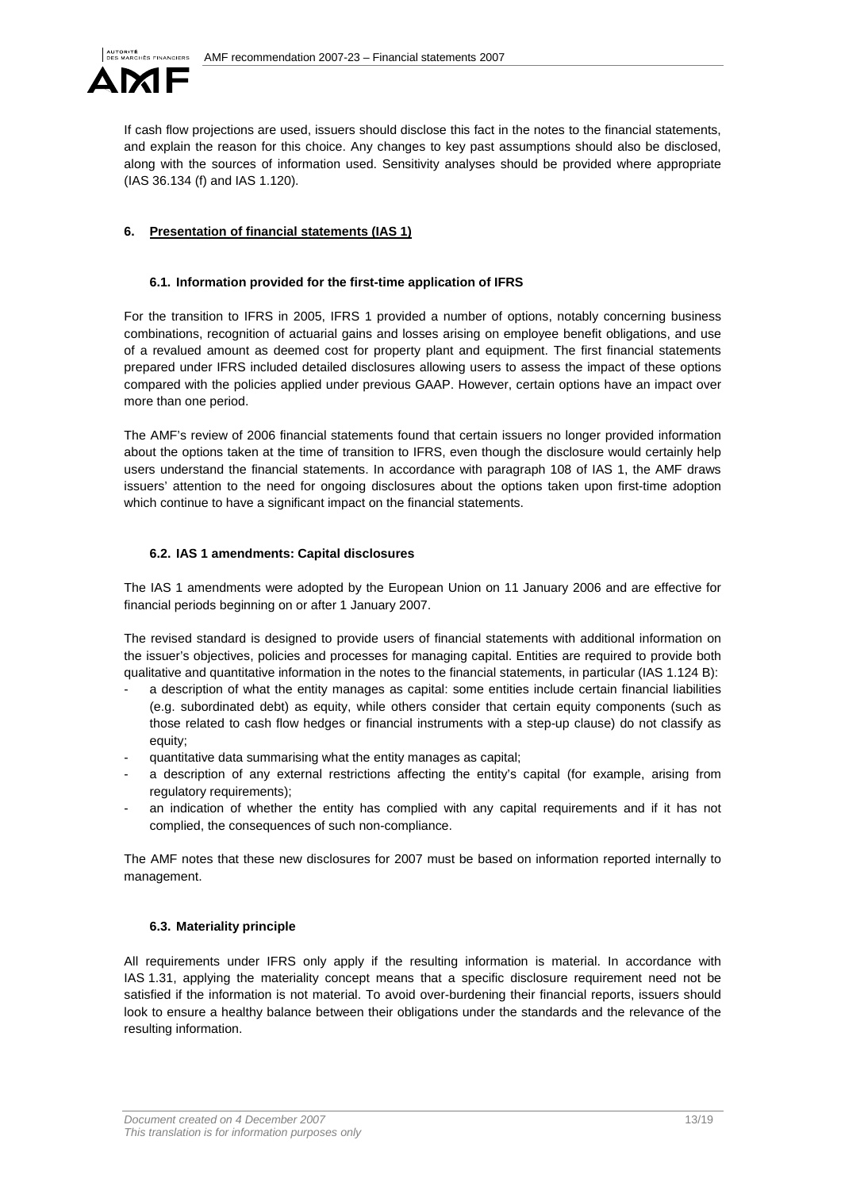If cash flow projections are used, issuers should disclose this fact in the notes to the financial statements, and explain the reason for this choice. Any changes to key past assumptions should also be disclosed, along with the sources of information used. Sensitivity analyses should be provided where appropriate (IAS 36.134 (f) and IAS 1.120).

## 6. Presentation of financial statements (IAS 1)

### 6.1. Information provided for the first-time application of IFRS

For the transition to IFRS in 2005, IFRS 1 provided a number of options, notably concerning business combinations, recognition of actuarial gains and losses arising on employee benefit obligations, and use of a revalued amount as deemed cost for property plant and equipment. The first financial statements prepared under IFRS included detailed disclosures allowing users to assess the impact of these options compared with the policies applied under previous GAAP. However, certain options have an impact over more than one period.

The AMF's review of 2006 financial statements found that certain issuers no longer provided information about the options taken at the time of transition to IFRS, even though the disclosure would certainly help users understand the financial statements. In accordance with paragraph 108 of IAS 1, the AMF draws issuers' attention to the need for ongoing disclosures about the options taken upon first-time adoption which continue to have a significant impact on the financial statements.

### 6.2. IAS 1 amendments: Capital disclosures

The IAS 1 amendments were adopted by the European Union on 11 January 2006 and are effective for financial periods beginning on or after 1 January 2007.

The revised standard is designed to provide users of financial statements with additional information on the issuer's objectives, policies and processes for managing capital. Entities are required to provide both qualitative and quantitative information in the notes to the financial statements, in particular (IAS 1.124 B):

- a description of what the entity manages as capital: some entities include certain financial liabilities (e.g. subordinated debt) as equity, while others consider that certain equity components (such as those related to cash flow hedges or financial instruments with a step-up clause) do not classify as equity;
- quantitative data summarising what the entity manages as capital;
- a description of any external restrictions affecting the entity's capital (for example, arising from regulatory requirements);
- an indication of whether the entity has complied with any capital requirements and if it has not complied, the consequences of such non-compliance.

The AMF notes that these new disclosures for 2007 must be based on information reported internally to management.

### 6.3. Materiality principle

All requirements under IFRS only apply if the resulting information is material. In accordance with IAS 1.31, applying the materiality concept means that a specific disclosure requirement need not be satisfied if the information is not material. To avoid over-burdening their financial reports, issuers should look to ensure a healthy balance between their obligations under the standards and the relevance of the resulting information.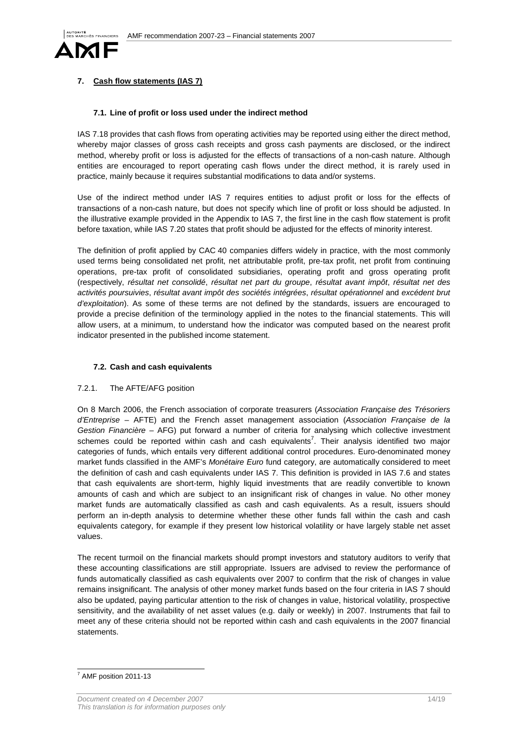## 7. Cash flow statements (IAS 7)

### 7.1. Line of profit or loss used under the indirect method

IAS 7.18 provides that cash flows from operating activities may be reported using either the direct method, whereby major classes of gross cash receipts and gross cash payments are disclosed, or the indirect method, whereby profit or loss is adjusted for the effects of transactions of a non-cash nature. Although entities are encouraged to report operating cash flows under the direct method, it is rarely used in practice, mainly because it requires substantial modifications to data and/or systems.

Use of the indirect method under IAS 7 requires entities to adjust profit or loss for the effects of transactions of a non-cash nature, but does not specify which line of profit or loss should be adjusted. In the illustrative example provided in the Appendix to IAS 7, the first line in the cash flow statement is profit before taxation, while IAS 7.20 states that profit should be adjusted for the effects of minority interest.

The definition of profit applied by CAC 40 companies differs widely in practice, with the most commonly used terms being consolidated net profit, net attributable profit, pre-tax profit, net profit from continuing operations, pre-tax profit of consolidated subsidiaries, operating profit and gross operating profit (respectively, *résultat net consolidé*, *résultat net part du groupe*, *résultat avant impôt*, *résultat net des activités poursuivies*, *résultat avant impôt des sociétés intégrées*, *résultat opérationnel* and *excédent brut d'exploitation*). As some of these terms are not defined by the standards, issuers are encouraged to provide a precise definition of the terminology applied in the notes to the financial statements. This will allow users, at a minimum, to understand how the indicator was computed based on the nearest profit indicator presented in the published income statement.

### 7.2. Cash and cash equivalents

#### 7.2.1. The AFTE/AFG position

On 8 March 2006, the French association of corporate treasurers (*Association Française des Trésoriers d'Entreprise* – AFTE) and the French asset management association (*Association Française de la Gestion Financière* – AFG) put forward a number of criteria for analysing which collective investment schemes could be reported within cash and cash equivalents[7]. Their analysis identified two major categories of funds, which entails very different additional control procedures. Euro-denominated money market funds classified in the AMF's *Monétaire Euro* fund category, are automatically considered to meet the definition of cash and cash equivalents under IAS 7. This definition is provided in IAS 7.6 and states that cash equivalents are short-term, highly liquid investments that are readily convertible to known amounts of cash and which are subject to an insignificant risk of changes in value. No other money market funds are automatically classified as cash and cash equivalents. As a result, issuers should perform an in-depth analysis to determine whether these other funds fall within the cash and cash equivalents category, for example if they present low historical volatility or have largely stable net asset values.

The recent turmoil on the financial markets should prompt investors and statutory auditors to verify that these accounting classifications are still appropriate. Issuers are advised to review the performance of funds automatically classified as cash equivalents over 2007 to confirm that the risk of changes in value remains insignificant. The analysis of other money market funds based on the four criteria in IAS 7 should also be updated, paying particular attention to the risk of changes in value, historical volatility, prospective sensitivity, and the availability of net asset values (e.g. daily or weekly) in 2007. Instruments that fail to meet any of these criteria should not be reported within cash and cash equivalents in the 2007 financial statements.

[7] AMF position 2011-13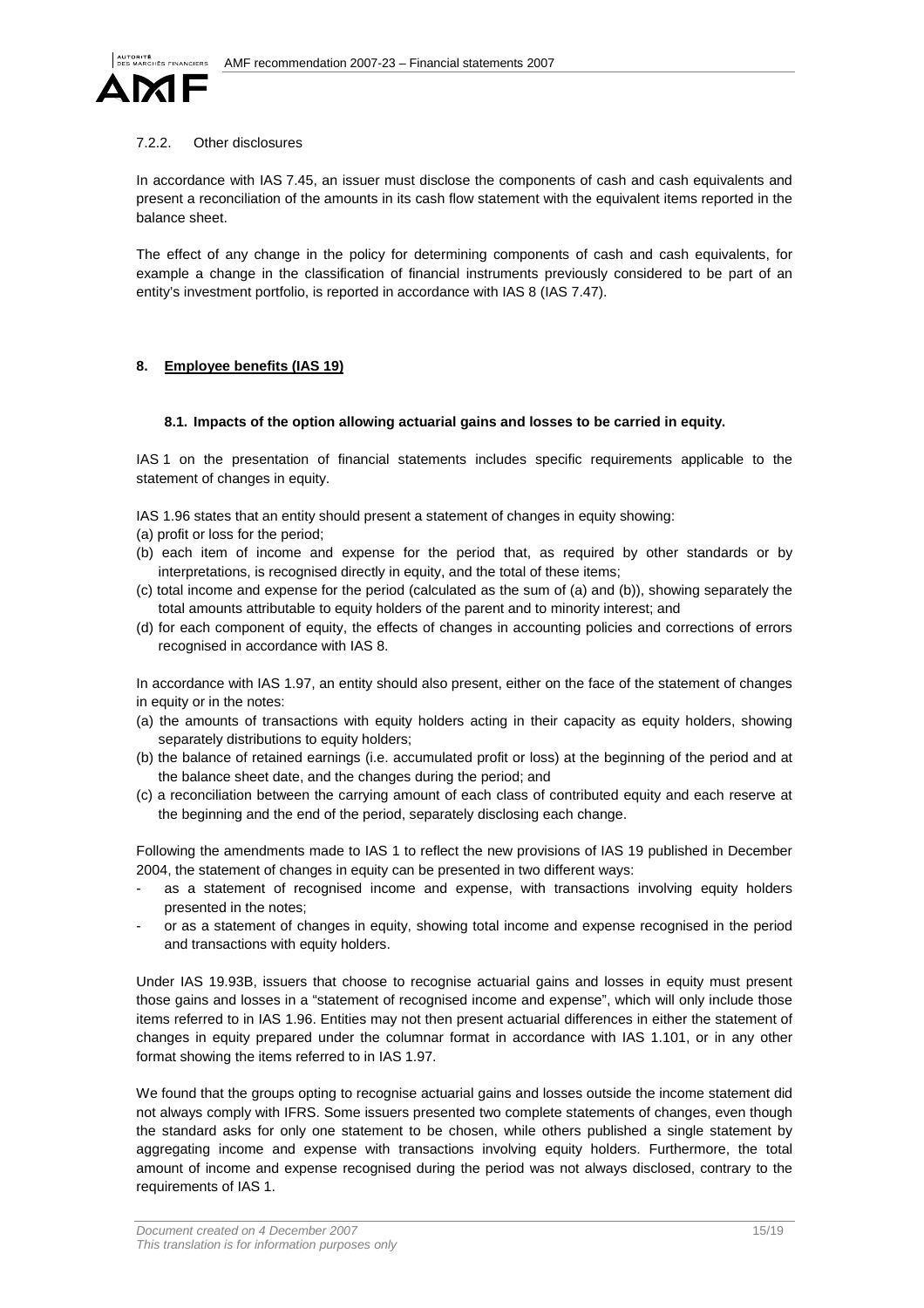#### 7.2.2. Other disclosures

In accordance with IAS 7.45, an issuer must disclose the components of cash and cash equivalents and present a reconciliation of the amounts in its cash flow statement with the equivalent items reported in the balance sheet.

The effect of any change in the policy for determining components of cash and cash equivalents, for example a change in the classification of financial instruments previously considered to be part of an entity's investment portfolio, is reported in accordance with IAS 8 (IAS 7.47).

## 8. Employee benefits (IAS 19)

### 8.1. Impacts of the option allowing actuarial gains and losses to be carried in equity.

IAS 1 on the presentation of financial statements includes specific requirements applicable to the statement of changes in equity.

IAS 1.96 states that an entity should present a statement of changes in equity showing:

(a) profit or loss for the period;

(b) each item of income and expense for the period that, as required by other standards or by interpretations, is recognised directly in equity, and the total of these items;

(c) total income and expense for the period (calculated as the sum of (a) and (b)), showing separately the total amounts attributable to equity holders of the parent and to minority interest; and

(d) for each component of equity, the effects of changes in accounting policies and corrections of errors recognised in accordance with IAS 8.

In accordance with IAS 1.97, an entity should also present, either on the face of the statement of changes in equity or in the notes:

(a) the amounts of transactions with equity holders acting in their capacity as equity holders, showing separately distributions to equity holders;

(b) the balance of retained earnings (i.e. accumulated profit or loss) at the beginning of the period and at the balance sheet date, and the changes during the period; and

(c) a reconciliation between the carrying amount of each class of contributed equity and each reserve at the beginning and the end of the period, separately disclosing each change.

Following the amendments made to IAS 1 to reflect the new provisions of IAS 19 published in December 2004, the statement of changes in equity can be presented in two different ways:

- as a statement of recognised income and expense, with transactions involving equity holders presented in the notes;
- or as a statement of changes in equity, showing total income and expense recognised in the period and transactions with equity holders.

Under IAS 19.93B, issuers that choose to recognise actuarial gains and losses in equity must present those gains and losses in a "statement of recognised income and expense", which will only include those items referred to in IAS 1.96. Entities may not then present actuarial differences in either the statement of changes in equity prepared under the columnar format in accordance with IAS 1.101, or in any other format showing the items referred to in IAS 1.97.

We found that the groups opting to recognise actuarial gains and losses outside the income statement did not always comply with IFRS. Some issuers presented two complete statements of changes, even though the standard asks for only one statement to be chosen, while others published a single statement by aggregating income and expense with transactions involving equity holders. Furthermore, the total amount of income and expense recognised during the period was not always disclosed, contrary to the requirements of IAS 1.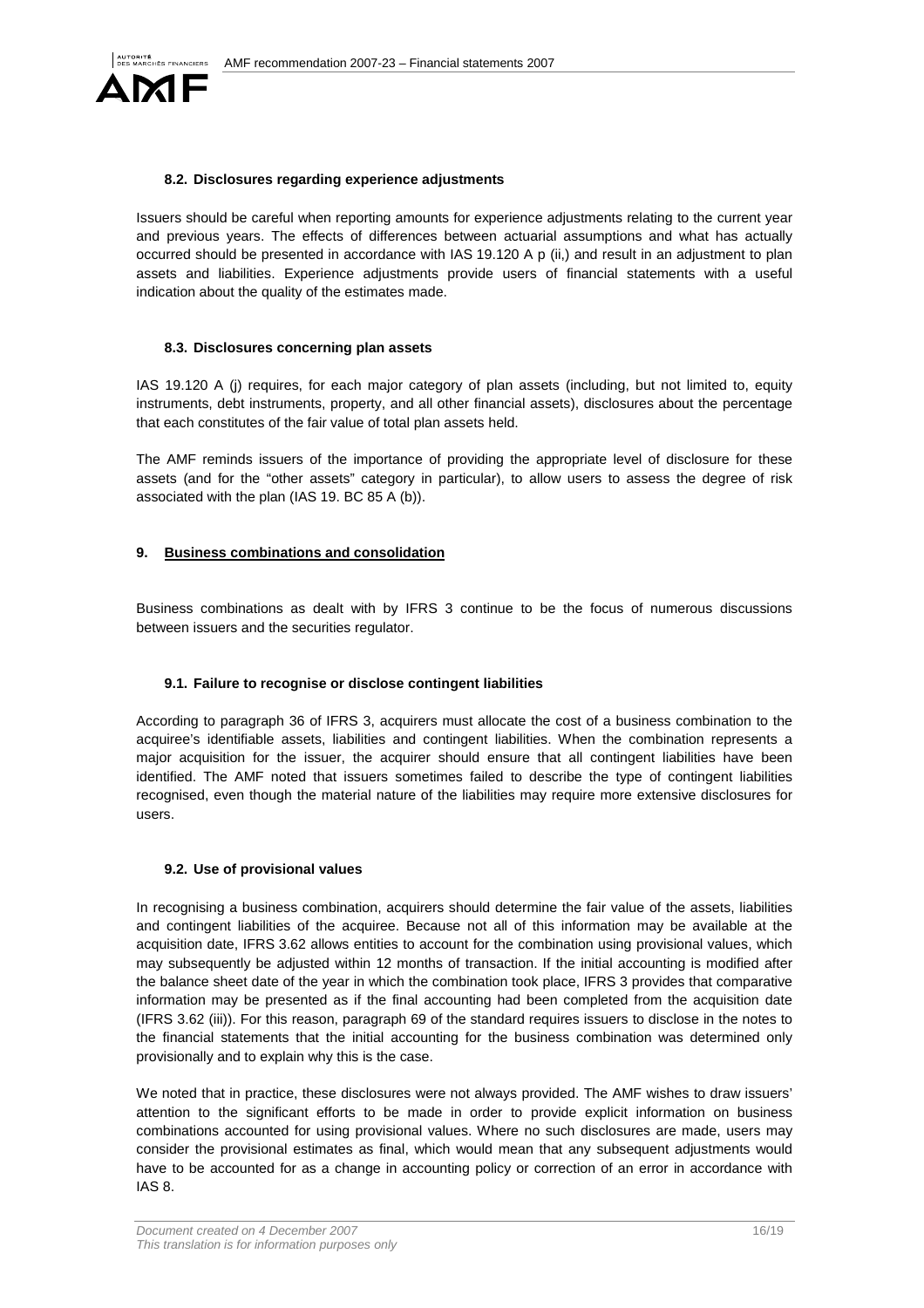### 8.2. Disclosures regarding experience adjustments

Issuers should be careful when reporting amounts for experience adjustments relating to the current year and previous years. The effects of differences between actuarial assumptions and what has actually occurred should be presented in accordance with IAS 19.120 A p (ii,) and result in an adjustment to plan assets and liabilities. Experience adjustments provide users of financial statements with a useful indication about the quality of the estimates made.

### 8.3. Disclosures concerning plan assets

IAS 19.120 A (j) requires, for each major category of plan assets (including, but not limited to, equity instruments, debt instruments, property, and all other financial assets), disclosures about the percentage that each constitutes of the fair value of total plan assets held.

The AMF reminds issuers of the importance of providing the appropriate level of disclosure for these assets (and for the "other assets" category in particular), to allow users to assess the degree of risk associated with the plan (IAS 19. BC 85 A (b)).

## 9. Business combinations and consolidation

Business combinations as dealt with by IFRS 3 continue to be the focus of numerous discussions between issuers and the securities regulator.

### 9.1. Failure to recognise or disclose contingent liabilities

According to paragraph 36 of IFRS 3, acquirers must allocate the cost of a business combination to the acquiree's identifiable assets, liabilities and contingent liabilities. When the combination represents a major acquisition for the issuer, the acquirer should ensure that all contingent liabilities have been identified. The AMF noted that issuers sometimes failed to describe the type of contingent liabilities recognised, even though the material nature of the liabilities may require more extensive disclosures for users.

### 9.2. Use of provisional values

In recognising a business combination, acquirers should determine the fair value of the assets, liabilities and contingent liabilities of the acquiree. Because not all of this information may be available at the acquisition date, IFRS 3.62 allows entities to account for the combination using provisional values, which may subsequently be adjusted within 12 months of transaction. If the initial accounting is modified after the balance sheet date of the year in which the combination took place, IFRS 3 provides that comparative information may be presented as if the final accounting had been completed from the acquisition date (IFRS 3.62 (iii)). For this reason, paragraph 69 of the standard requires issuers to disclose in the notes to the financial statements that the initial accounting for the business combination was determined only provisionally and to explain why this is the case.

We noted that in practice, these disclosures were not always provided. The AMF wishes to draw issuers' attention to the significant efforts to be made in order to provide explicit information on business combinations accounted for using provisional values. Where no such disclosures are made, users may consider the provisional estimates as final, which would mean that any subsequent adjustments would have to be accounted for as a change in accounting policy or correction of an error in accordance with IAS 8.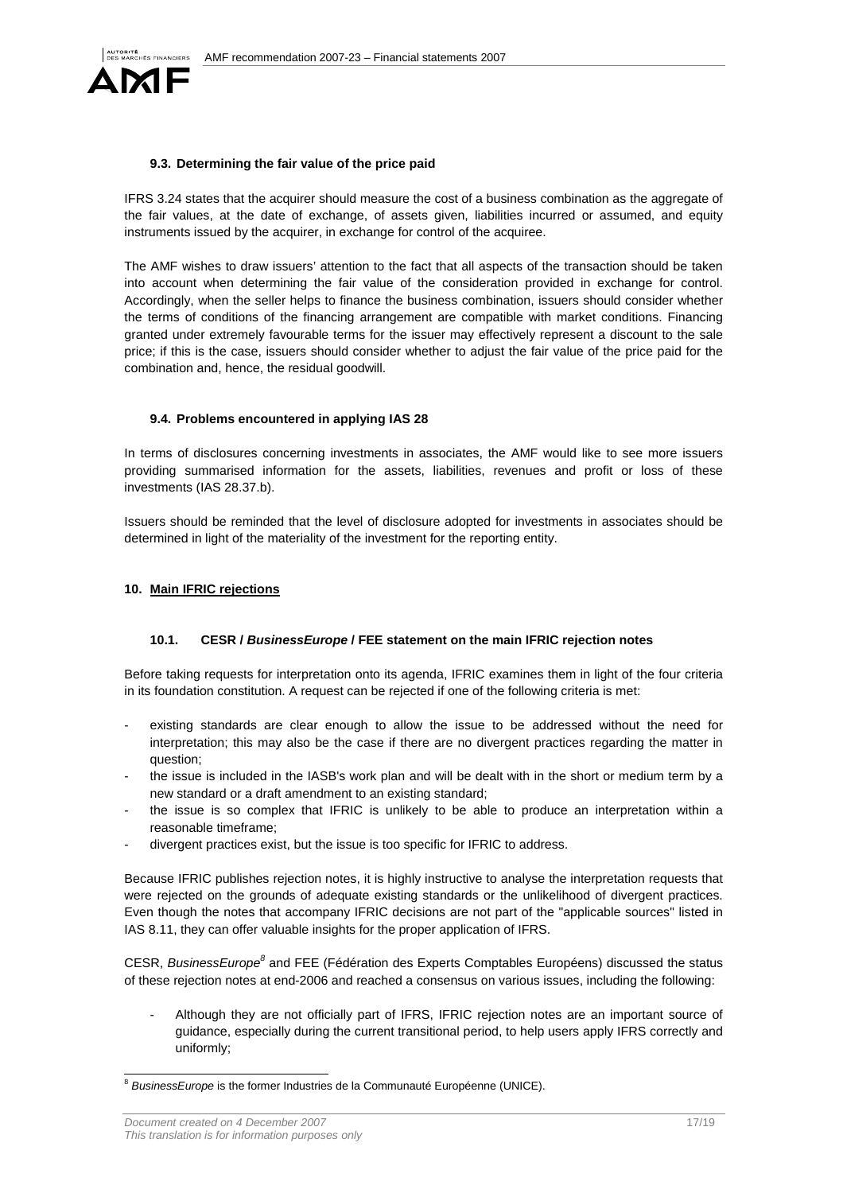### 9.3. Determining the fair value of the price paid

IFRS 3.24 states that the acquirer should measure the cost of a business combination as the aggregate of the fair values, at the date of exchange, of assets given, liabilities incurred or assumed, and equity instruments issued by the acquirer, in exchange for control of the acquiree.

The AMF wishes to draw issuers' attention to the fact that all aspects of the transaction should be taken into account when determining the fair value of the consideration provided in exchange for control. Accordingly, when the seller helps to finance the business combination, issuers should consider whether the terms of conditions of the financing arrangement are compatible with market conditions. Financing granted under extremely favourable terms for the issuer may effectively represent a discount to the sale price; if this is the case, issuers should consider whether to adjust the fair value of the price paid for the combination and, hence, the residual goodwill.

### 9.4. Problems encountered in applying IAS 28

In terms of disclosures concerning investments in associates, the AMF would like to see more issuers providing summarised information for the assets, liabilities, revenues and profit or loss of these investments (IAS 28.37.b).

Issuers should be reminded that the level of disclosure adopted for investments in associates should be determined in light of the materiality of the investment for the reporting entity.

## 10. Main IFRIC rejections

### 10.1. CESR / *BusinessEurope* / FEE statement on the main IFRIC rejection notes

Before taking requests for interpretation onto its agenda, IFRIC examines them in light of the four criteria in its foundation constitution. A request can be rejected if one of the following criteria is met:

- existing standards are clear enough to allow the issue to be addressed without the need for interpretation; this may also be the case if there are no divergent practices regarding the matter in question;
- the issue is included in the IASB's work plan and will be dealt with in the short or medium term by a new standard or a draft amendment to an existing standard;
- the issue is so complex that IFRIC is unlikely to be able to produce an interpretation within a reasonable timeframe;
- divergent practices exist, but the issue is too specific for IFRIC to address.

Because IFRIC publishes rejection notes, it is highly instructive to analyse the interpretation requests that were rejected on the grounds of adequate existing standards or the unlikelihood of divergent practices. Even though the notes that accompany IFRIC decisions are not part of the "applicable sources" listed in IAS 8.11, they can offer valuable insights for the proper application of IFRS.

CESR, *BusinessEurope*[8] and FEE (Fédération des Experts Comptables Européens) discussed the status of these rejection notes at end-2006 and reached a consensus on various issues, including the following:

- Although they are not officially part of IFRS, IFRIC rejection notes are an important source of guidance, especially during the current transitional period, to help users apply IFRS correctly and uniformly;

[8] *BusinessEurope* is the former Industries de la Communauté Européenne (UNICE).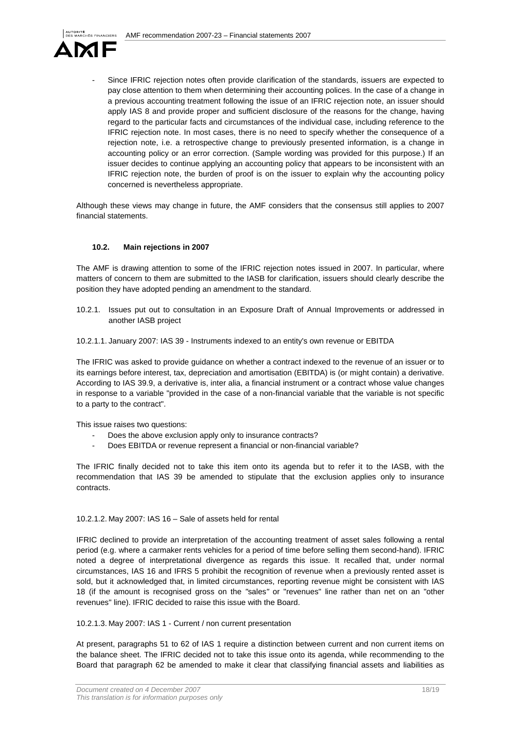- Since IFRIC rejection notes often provide clarification of the standards, issuers are expected to pay close attention to them when determining their accounting polices. In the case of a change in a previous accounting treatment following the issue of an IFRIC rejection note, an issuer should apply IAS 8 and provide proper and sufficient disclosure of the reasons for the change, having regard to the particular facts and circumstances of the individual case, including reference to the IFRIC rejection note. In most cases, there is no need to specify whether the consequence of a rejection note, i.e. a retrospective change to previously presented information, is a change in accounting policy or an error correction. (Sample wording was provided for this purpose.) If an issuer decides to continue applying an accounting policy that appears to be inconsistent with an IFRIC rejection note, the burden of proof is on the issuer to explain why the accounting policy concerned is nevertheless appropriate.

Although these views may change in future, the AMF considers that the consensus still applies to 2007 financial statements.

### 10.2. Main rejections in 2007

The AMF is drawing attention to some of the IFRIC rejection notes issued in 2007. In particular, where matters of concern to them are submitted to the IASB for clarification, issuers should clearly describe the position they have adopted pending an amendment to the standard.

10.2.1. Issues put out to consultation in an Exposure Draft of Annual Improvements or addressed in another IASB project

10.2.1.1. January 2007: IAS 39 - Instruments indexed to an entity's own revenue or EBITDA

The IFRIC was asked to provide guidance on whether a contract indexed to the revenue of an issuer or to its earnings before interest, tax, depreciation and amortisation (EBITDA) is (or might contain) a derivative. According to IAS 39.9, a derivative is, inter alia, a financial instrument or a contract whose value changes in response to a variable "provided in the case of a non-financial variable that the variable is not specific to a party to the contract".

This issue raises two questions:

- Does the above exclusion apply only to insurance contracts?
- Does EBITDA or revenue represent a financial or non-financial variable?

The IFRIC finally decided not to take this item onto its agenda but to refer it to the IASB, with the recommendation that IAS 39 be amended to stipulate that the exclusion applies only to insurance contracts.

10.2.1.2. May 2007: IAS 16 – Sale of assets held for rental

IFRIC declined to provide an interpretation of the accounting treatment of asset sales following a rental period (e.g. where a carmaker rents vehicles for a period of time before selling them second-hand). IFRIC noted a degree of interpretational divergence as regards this issue. It recalled that, under normal circumstances, IAS 16 and IFRS 5 prohibit the recognition of revenue when a previously rented asset is sold, but it acknowledged that, in limited circumstances, reporting revenue might be consistent with IAS 18 (if the amount is recognised gross on the "sales" or "revenues" line rather than net on an "other revenues" line). IFRIC decided to raise this issue with the Board.

10.2.1.3. May 2007: IAS 1 - Current / non current presentation

At present, paragraphs 51 to 62 of IAS 1 require a distinction between current and non current items on the balance sheet. The IFRIC decided not to take this issue onto its agenda, while recommending to the Board that paragraph 62 be amended to make it clear that classifying financial assets and liabilities as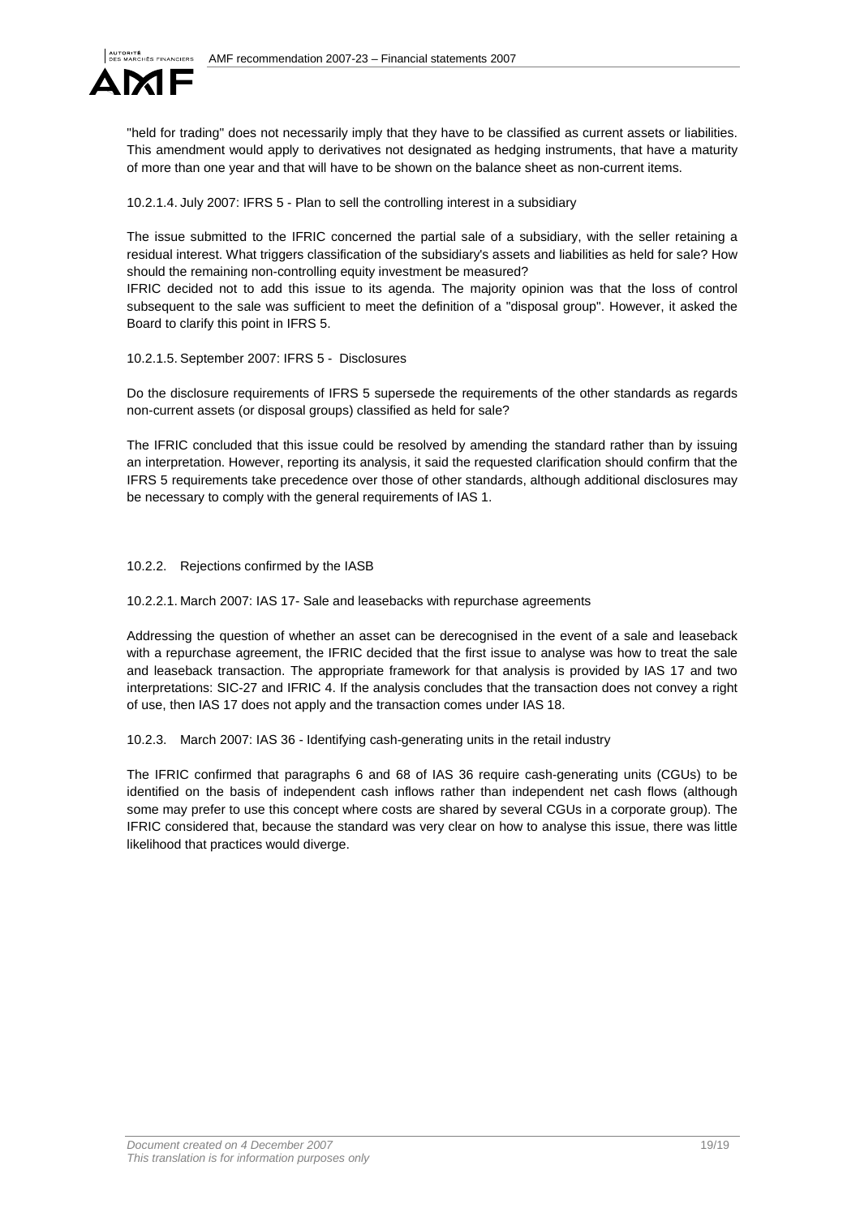"held for trading" does not necessarily imply that they have to be classified as current assets or liabilities. This amendment would apply to derivatives not designated as hedging instruments, that have a maturity of more than one year and that will have to be shown on the balance sheet as non-current items.

#### 10.2.1.4. July 2007: IFRS 5 - Plan to sell the controlling interest in a subsidiary

The issue submitted to the IFRIC concerned the partial sale of a subsidiary, with the seller retaining a residual interest. What triggers classification of the subsidiary's assets and liabilities as held for sale? How should the remaining non-controlling equity investment be measured?

IFRIC decided not to add this issue to its agenda. The majority opinion was that the loss of control subsequent to the sale was sufficient to meet the definition of a "disposal group". However, it asked the Board to clarify this point in IFRS 5.

#### 10.2.1.5. September 2007: IFRS 5 - Disclosures

Do the disclosure requirements of IFRS 5 supersede the requirements of the other standards as regards non-current assets (or disposal groups) classified as held for sale?

The IFRIC concluded that this issue could be resolved by amending the standard rather than by issuing an interpretation. However, reporting its analysis, it said the requested clarification should confirm that the IFRS 5 requirements take precedence over those of other standards, although additional disclosures may be necessary to comply with the general requirements of IAS 1.

### 10.2.2. Rejections confirmed by the IASB

#### 10.2.2.1. March 2007: IAS 17- Sale and leasebacks with repurchase agreements

Addressing the question of whether an asset can be derecognised in the event of a sale and leaseback with a repurchase agreement, the IFRIC decided that the first issue to analyse was how to treat the sale and leaseback transaction. The appropriate framework for that analysis is provided by IAS 17 and two interpretations: SIC-27 and IFRIC 4. If the analysis concludes that the transaction does not convey a right of use, then IAS 17 does not apply and the transaction comes under IAS 18.

### 10.2.3. March 2007: IAS 36 - Identifying cash-generating units in the retail industry

The IFRIC confirmed that paragraphs 6 and 68 of IAS 36 require cash-generating units (CGUs) to be identified on the basis of independent cash inflows rather than independent net cash flows (although some may prefer to use this concept where costs are shared by several CGUs in a corporate group). The IFRIC considered that, because the standard was very clear on how to analyse this issue, there was little likelihood that practices would diverge.